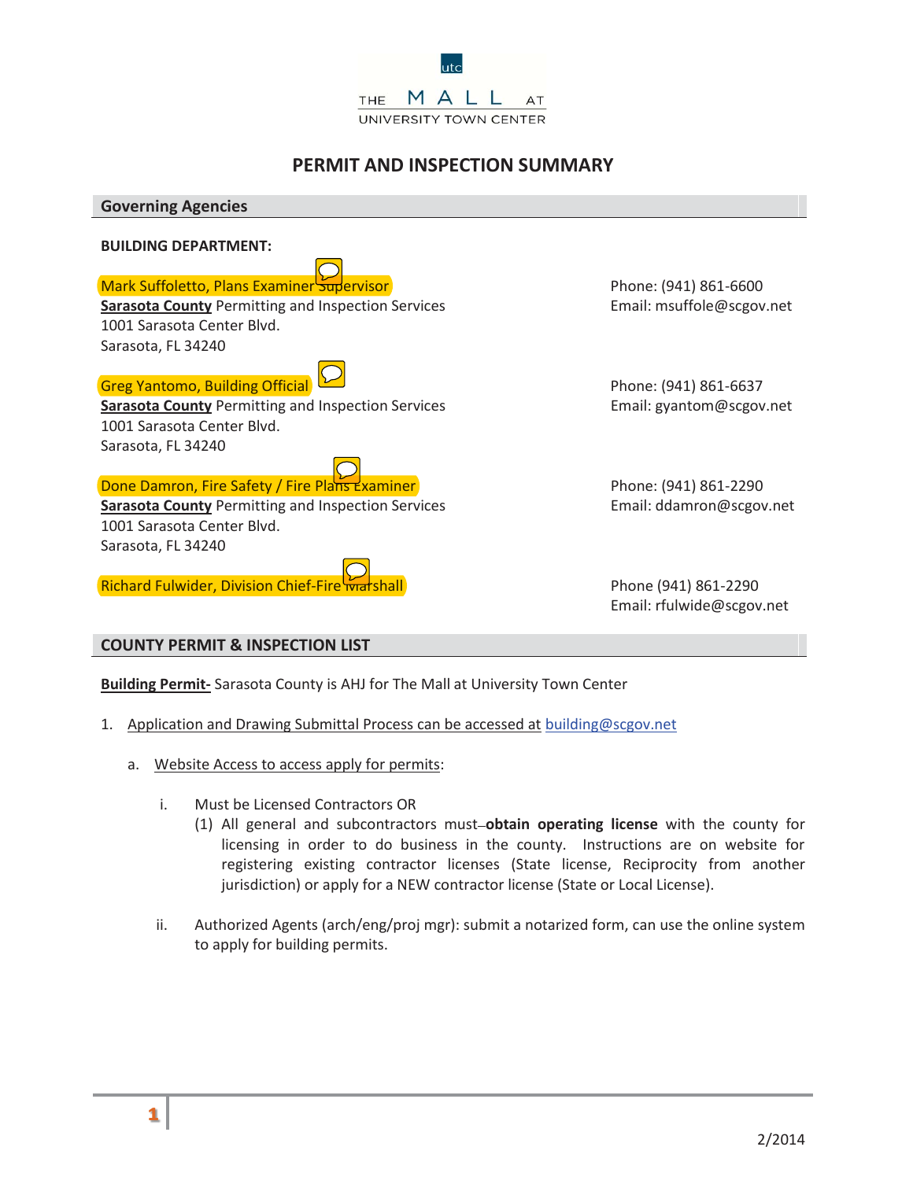THE MALL AT UNIVERSITY TOWN CENTER

# PERMIT AND INSPECTION SUMMARY

## Governing Agencies

**BUILDING DEPARTMENT:**

Mark Suffoletto, Plans Examiner Supervisor
**Sarasota County** Permitting and Inspection Services
1001 Sarasota Center Blvd.
Sarasota, FL 34240
Phone: (941) 861-6600
Email: msuffole@scgov.net

Greg Yantomo, Building Official
**Sarasota County** Permitting and Inspection Services
1001 Sarasota Center Blvd.
Sarasota, FL 34240
Phone: (941) 861-6637
Email: gyantom@scgov.net

Done Damron, Fire Safety / Fire Plans Examiner
**Sarasota County** Permitting and Inspection Services
1001 Sarasota Center Blvd.
Sarasota, FL 34240
Phone: (941) 861-2290
Email: ddamron@scgov.net

Richard Fulwider, Division Chief-Fire Marshall
Phone (941) 861-2290
Email: rfulwide@scgov.net

## COUNTY PERMIT & INSPECTION LIST

**Building Permit-** Sarasota County is AHJ for The Mall at University Town Center

1. Application and Drawing Submittal Process can be accessed at building@scgov.net

   a. Website Access to access apply for permits:

      i. Must be Licensed Contractors OR
         (1) All general and subcontractors must obtain **operating license** with the county for licensing in order to do business in the county. Instructions are on website for registering existing contractor licenses (State license, Reciprocity from another jurisdiction) or apply for a NEW contractor license (State or Local License).

      ii. Authorized Agents (arch/eng/proj mgr): submit a notarized form, can use the online system to apply for building permits.

2/2014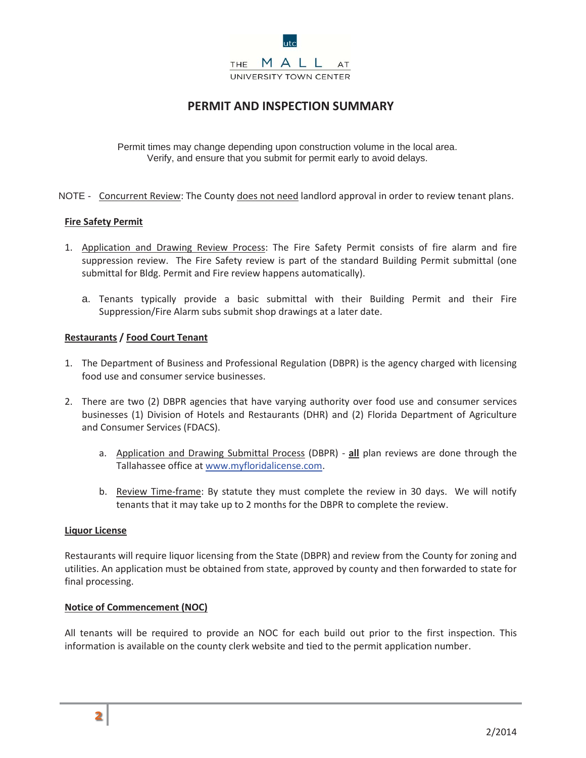# PERMIT AND INSPECTION SUMMARY

Permit times may change depending upon construction volume in the local area.
Verify, and ensure that you submit for permit early to avoid delays.

NOTE - Concurrent Review: The County does not need landlord approval in order to review tenant plans.

**Fire Safety Permit**

1. Application and Drawing Review Process: The Fire Safety Permit consists of fire alarm and fire suppression review. The Fire Safety review is part of the standard Building Permit submittal (one submittal for Bldg. Permit and Fire review happens automatically).
   a. Tenants typically provide a basic submittal with their Building Permit and their Fire Suppression/Fire Alarm subs submit shop drawings at a later date.

**Restaurants / Food Court Tenant**

1. The Department of Business and Professional Regulation (DBPR) is the agency charged with licensing food use and consumer service businesses.
2. There are two (2) DBPR agencies that have varying authority over food use and consumer services businesses (1) Division of Hotels and Restaurants (DHR) and (2) Florida Department of Agriculture and Consumer Services (FDACS).
   a. Application and Drawing Submittal Process (DBPR) - **all** plan reviews are done through the Tallahassee office at www.myfloridalicense.com.
   b. Review Time-frame: By statute they must complete the review in 30 days. We will notify tenants that it may take up to 2 months for the DBPR to complete the review.

**Liquor License**

Restaurants will require liquor licensing from the State (DBPR) and review from the County for zoning and utilities. An application must be obtained from state, approved by county and then forwarded to state for final processing.

**Notice of Commencement (NOC)**

All tenants will be required to provide an NOC for each build out prior to the first inspection. This information is available on the county clerk website and tied to the permit application number.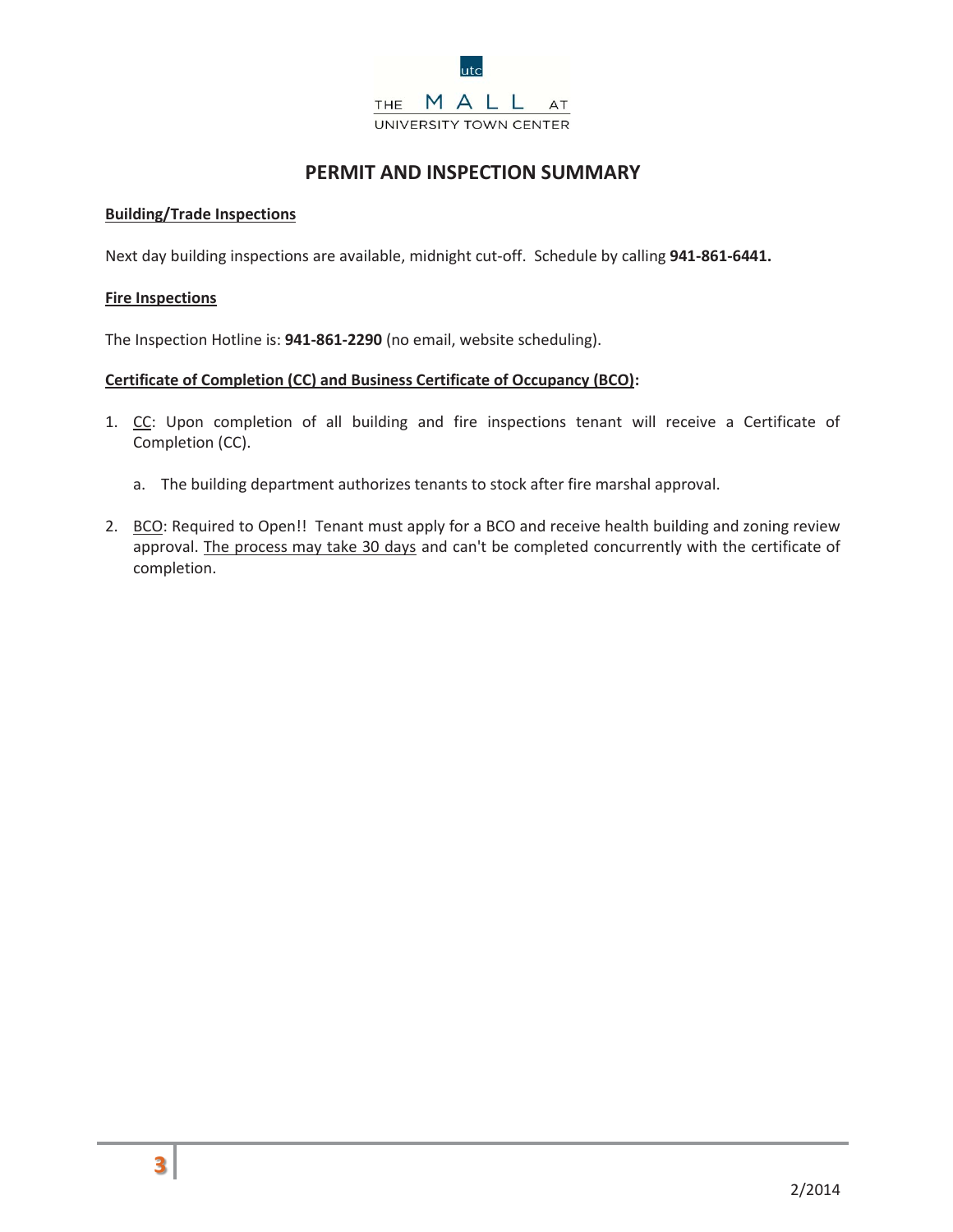utc

THE MALL AT UNIVERSITY TOWN CENTER

# PERMIT AND INSPECTION SUMMARY

**Building/Trade Inspections**

Next day building inspections are available, midnight cut-off. Schedule by calling **941-861-6441.**

**Fire Inspections**

The Inspection Hotline is: **941-861-2290** (no email, website scheduling).

**Certificate of Completion (CC) and Business Certificate of Occupancy (BCO):**

1. CC: Upon completion of all building and fire inspections tenant will receive a Certificate of Completion (CC).
   a. The building department authorizes tenants to stock after fire marshal approval.
2. BCO: Required to Open!! Tenant must apply for a BCO and receive health building and zoning review approval. The process may take 30 days and can't be completed concurrently with the certificate of completion.

2/2014